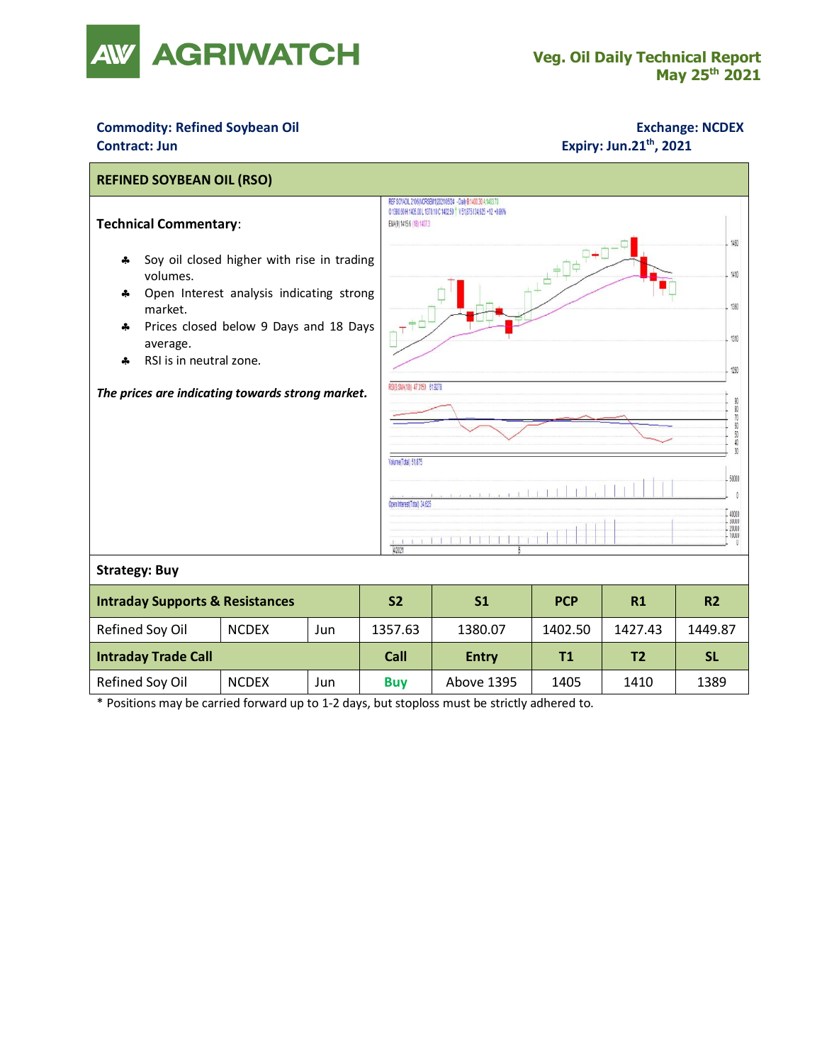**Veg. Oil Daily Technical Report**
**May 25th 2021**

**Commodity: Refined Soybean Oil** **Exchange: NCDEX**
**Contract: Jun** **Expiry: Jun.21th, 2021**

## REFINED SOYBEAN OIL (RSO)

**Technical Commentary**:

- Soy oil closed higher with rise in trading volumes.
- Open Interest analysis indicating strong market.
- Prices closed below 9 Days and 18 Days average.
- RSI is in neutral zone.

***The prices are indicating towards strong market.***

**Strategy: Buy**

| Intraday Supports & Resistances | | | S2 | S1 | PCP | R1 | R2 |
|---|---|---|---|---|---|---|---|
| Refined Soy Oil | NCDEX | Jun | 1357.63 | 1380.07 | 1402.50 | 1427.43 | 1449.87 |
| **Intraday Trade Call** | | | **Call** | **Entry** | **T1** | **T2** | **SL** |
| Refined Soy Oil | NCDEX | Jun | **Buy** | Above 1395 | 1405 | 1410 | 1389 |

* Positions may be carried forward up to 1-2 days, but stoploss must be strictly adhered to.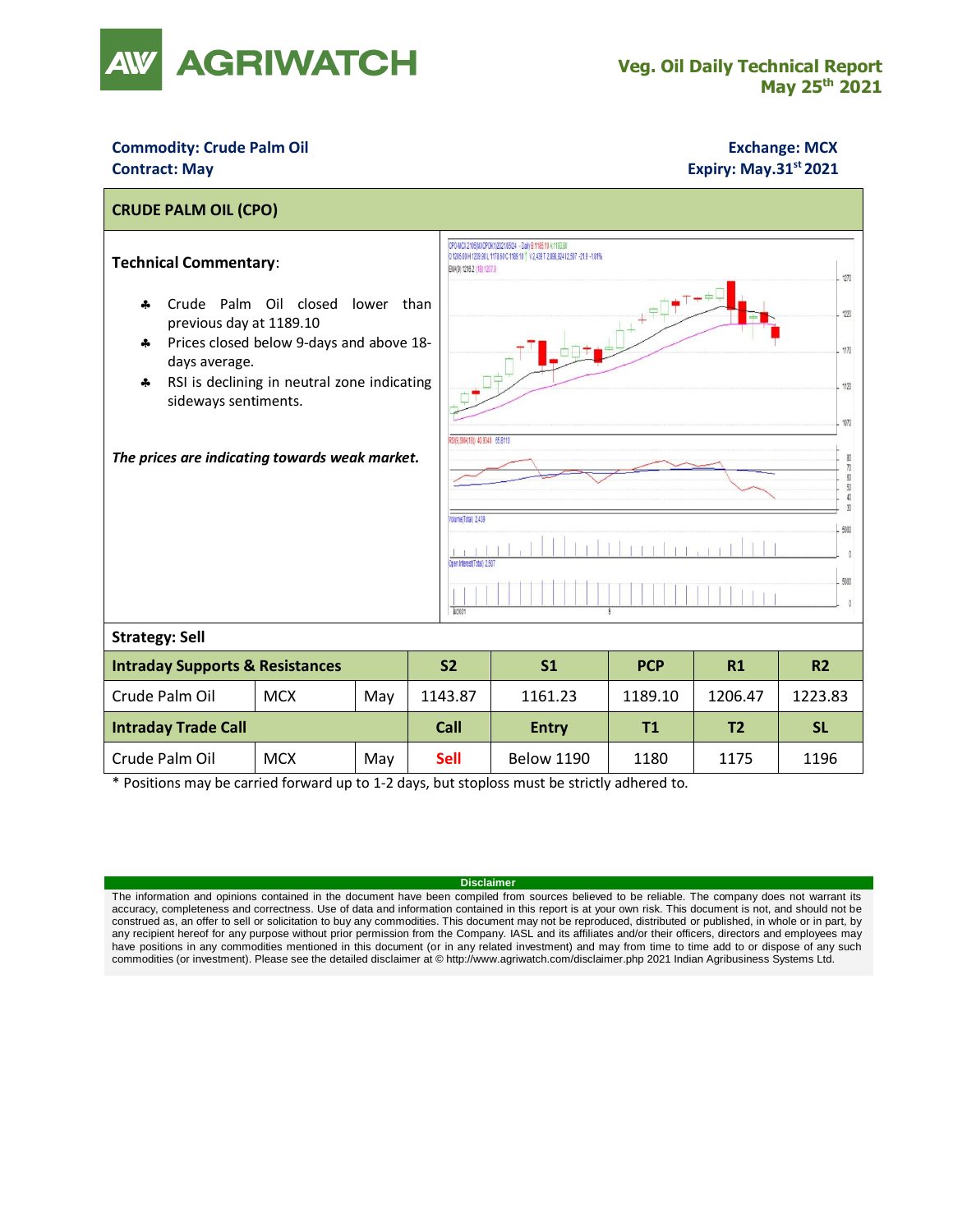# AGRIWATCH

**Veg. Oil Daily Technical Report**
**May 25th 2021**

**Commodity: Crude Palm Oil**
**Contract: May**

**Exchange: MCX**
**Expiry: May.31st 2021**

## CRUDE PALM OIL (CPO)

**Technical Commentary**:

- Crude Palm Oil closed lower than previous day at 1189.10
- Prices closed below 9-days and above 18-days average.
- RSI is declining in neutral zone indicating sideways sentiments.

***The prices are indicating towards weak market.***

CPO-MCX 2105(MXCPOK1)2021/05/24 - Daily B:1185.10 A:1193.80
O 1205.80 H 1209.90 L 1178.60 C 1189.10 V 2,439 T 2,868,024 I 2,507 -21.9 -1.81%
EMA(9) 1216.2 (18) 1207.9
1270
1220
1170
1120
1070
RSI(9,SMA(10)) 40.8049 55.8110
80
70
60
50
40
30
Volume(Total) 2,439
5000
0
Open Interest(Total) 2,507
5000
0
4/2021
5

**Strategy: Sell**

| Intraday Supports & Resistances | | | S2 | S1 | PCP | R1 | R2 |
|---|---|---|---|---|---|---|---|
| Crude Palm Oil | MCX | May | 1143.87 | 1161.23 | 1189.10 | 1206.47 | 1223.83 |
| **Intraday Trade Call** | | | **Call** | **Entry** | **T1** | **T2** | **SL** |
| Crude Palm Oil | MCX | May | **Sell** | Below 1190 | 1180 | 1175 | 1196 |

\* Positions may be carried forward up to 1-2 days, but stoploss must be strictly adhered to.

**Disclaimer**

The information and opinions contained in the document have been compiled from sources believed to be reliable. The company does not warrant its accuracy, completeness and correctness. Use of data and information contained in this report is at your own risk. This document is not, and should not be construed as, an offer to sell or solicitation to buy any commodities. This document may not be reproduced, distributed or published, in whole or in part, by any recipient hereof for any purpose without prior permission from the Company. IASL and its affiliates and/or their officers, directors and employees may have positions in any commodities mentioned in this document (or in any related investment) and may from time to time add to or dispose of any such commodities (or investment). Please see the detailed disclaimer at © http://www.agriwatch.com/disclaimer.php 2021 Indian Agribusiness Systems Ltd.